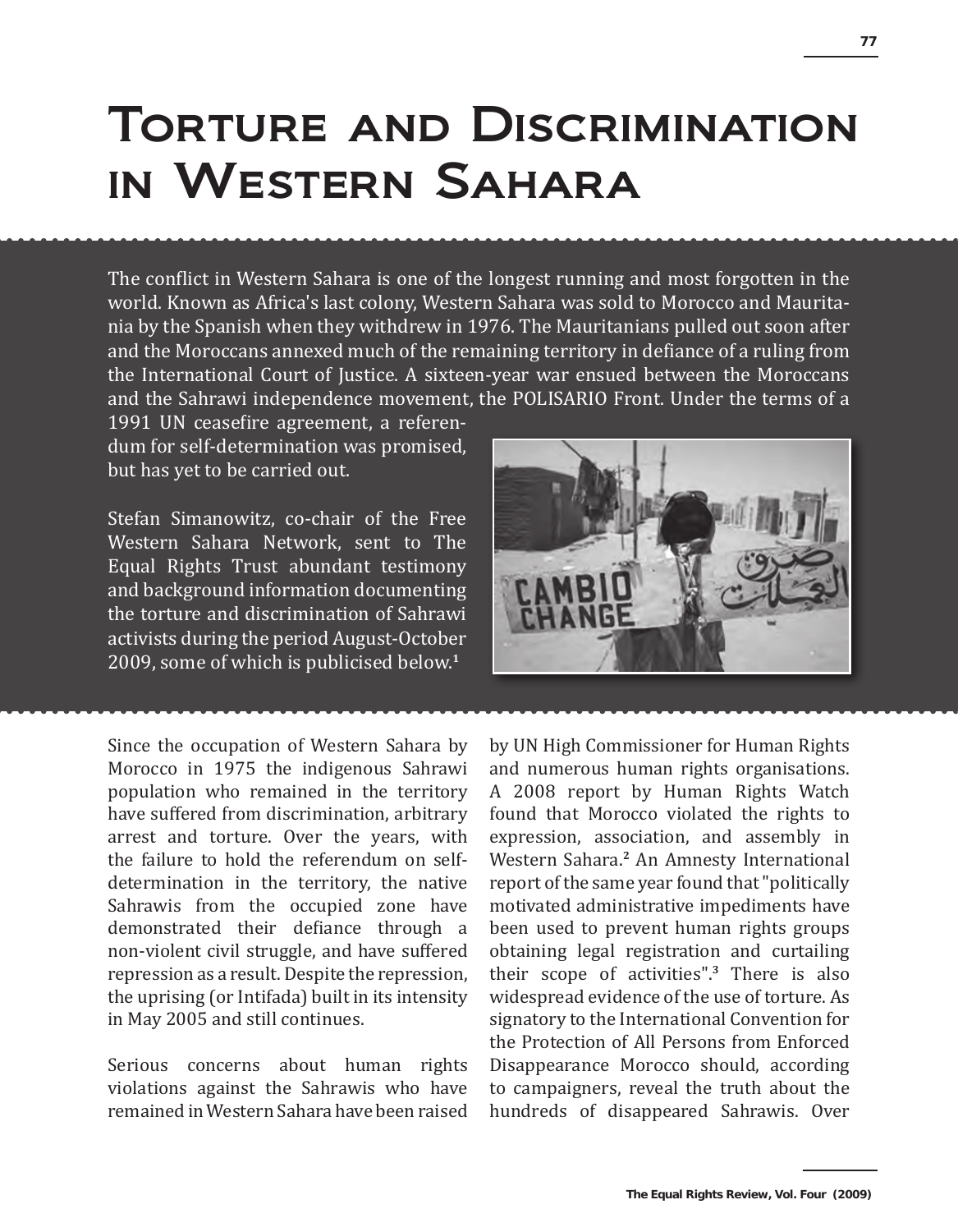# Torture and Discrimination in Western Sahara

The conflict in Western Sahara is one of the longest running and most forgotten in the world. Known as Africa's last colony, Western Sahara was sold to Morocco and Mauritania by the Spanish when they withdrew in 1976. The Mauritanians pulled out soon after and the Moroccans annexed much of the remaining territory in defiance of a ruling from the International Court of Justice. A sixteen-year war ensued between the Moroccans and the Sahrawi independence movement, the POLISARIO Front. Under the terms of a 1991 UN ceasefire agreement, a referendum for self-determination was promised, but has yet to be carried out.

Stefan Simanowitz, co-chair of the Free Western Sahara Network, sent to The Equal Rights Trust abundant testimony and background information documenting the torture and discrimination of Sahrawi activists during the period August-October 2009, some of which is publicised below.[1]

Since the occupation of Western Sahara by Morocco in 1975 the indigenous Sahrawi population who remained in the territory have suffered from discrimination, arbitrary arrest and torture. Over the years, with the failure to hold the referendum on self-determination in the territory, the native Sahrawis from the occupied zone have demonstrated their defiance through a non-violent civil struggle, and have suffered repression as a result. Despite the repression, the uprising (or Intifada) built in its intensity in May 2005 and still continues.

Serious concerns about human rights violations against the Sahrawis who have remained in Western Sahara have been raised by UN High Commissioner for Human Rights and numerous human rights organisations. A 2008 report by Human Rights Watch found that Morocco violated the rights to expression, association, and assembly in Western Sahara.[2] An Amnesty International report of the same year found that "politically motivated administrative impediments have been used to prevent human rights groups obtaining legal registration and curtailing their scope of activities".[3] There is also widespread evidence of the use of torture. As signatory to the International Convention for the Protection of All Persons from Enforced Disappearance Morocco should, according to campaigners, reveal the truth about the hundreds of disappeared Sahrawis. Over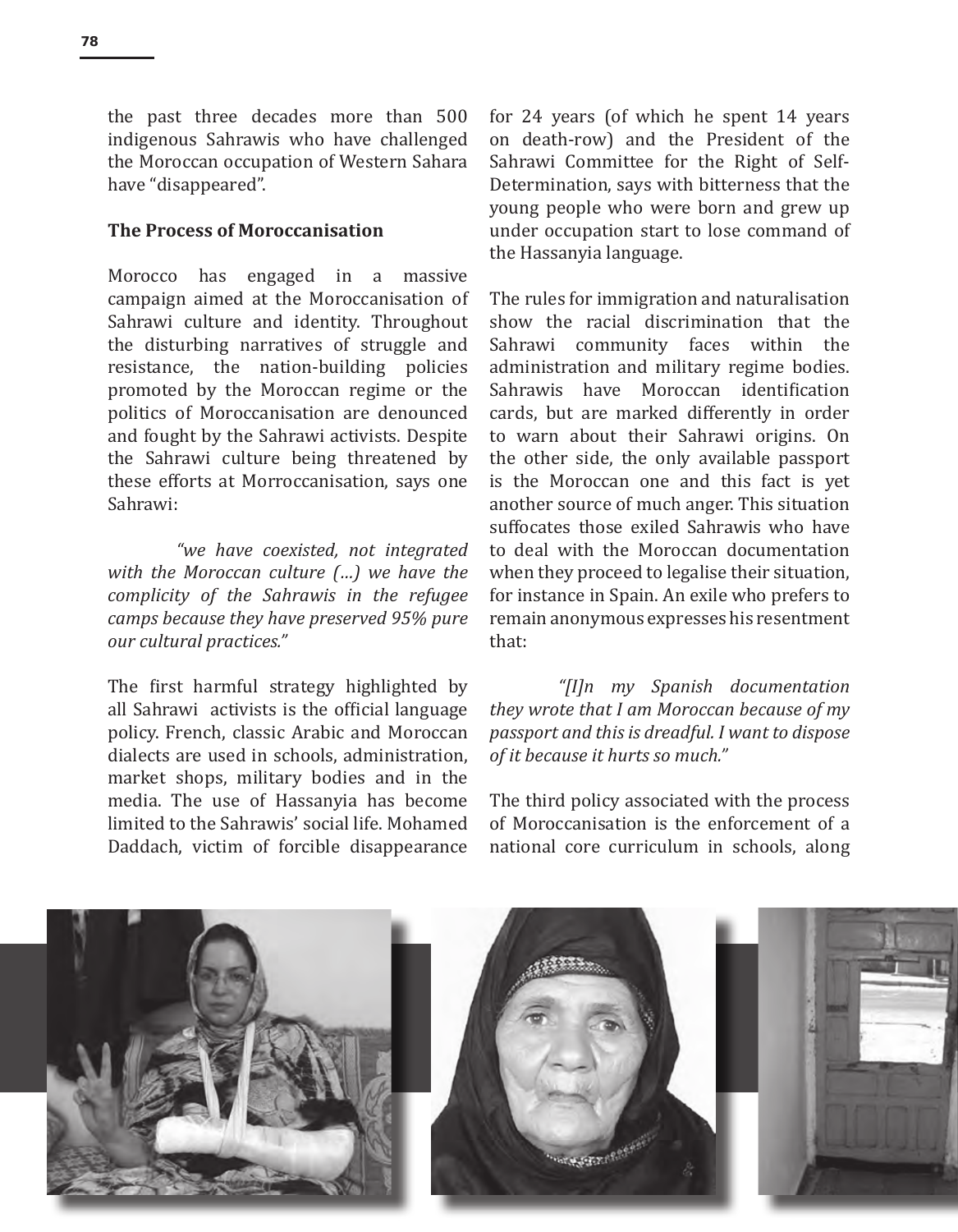the past three decades more than 500 indigenous Sahrawis who have challenged the Moroccan occupation of Western Sahara have "disappeared".

**The Process of Moroccanisation**

Morocco has engaged in a massive campaign aimed at the Moroccanisation of Sahrawi culture and identity. Throughout the disturbing narratives of struggle and resistance, the nation-building policies promoted by the Moroccan regime or the politics of Moroccanisation are denounced and fought by the Sahrawi activists. Despite the Sahrawi culture being threatened by these efforts at Morroccanisation, says one Sahrawi:

> *"we have coexisted, not integrated with the Moroccan culture (…) we have the complicity of the Sahrawis in the refugee camps because they have preserved 95% pure our cultural practices."*

The first harmful strategy highlighted by all Sahrawi activists is the official language policy. French, classic Arabic and Moroccan dialects are used in schools, administration, market shops, military bodies and in the media. The use of Hassanyia has become limited to the Sahrawis' social life. Mohamed Daddach, victim of forcible disappearance for 24 years (of which he spent 14 years on death-row) and the President of the Sahrawi Committee for the Right of Self-Determination, says with bitterness that the young people who were born and grew up under occupation start to lose command of the Hassanyia language.

The rules for immigration and naturalisation show the racial discrimination that the Sahrawi community faces within the administration and military regime bodies. Sahrawis have Moroccan identification cards, but are marked differently in order to warn about their Sahrawi origins. On the other side, the only available passport is the Moroccan one and this fact is yet another source of much anger. This situation suffocates those exiled Sahrawis who have to deal with the Moroccan documentation when they proceed to legalise their situation, for instance in Spain. An exile who prefers to remain anonymous expresses his resentment that:

> *"[I]n my Spanish documentation they wrote that I am Moroccan because of my passport and this is dreadful. I want to dispose of it because it hurts so much."*

The third policy associated with the process of Moroccanisation is the enforcement of a national core curriculum in schools, along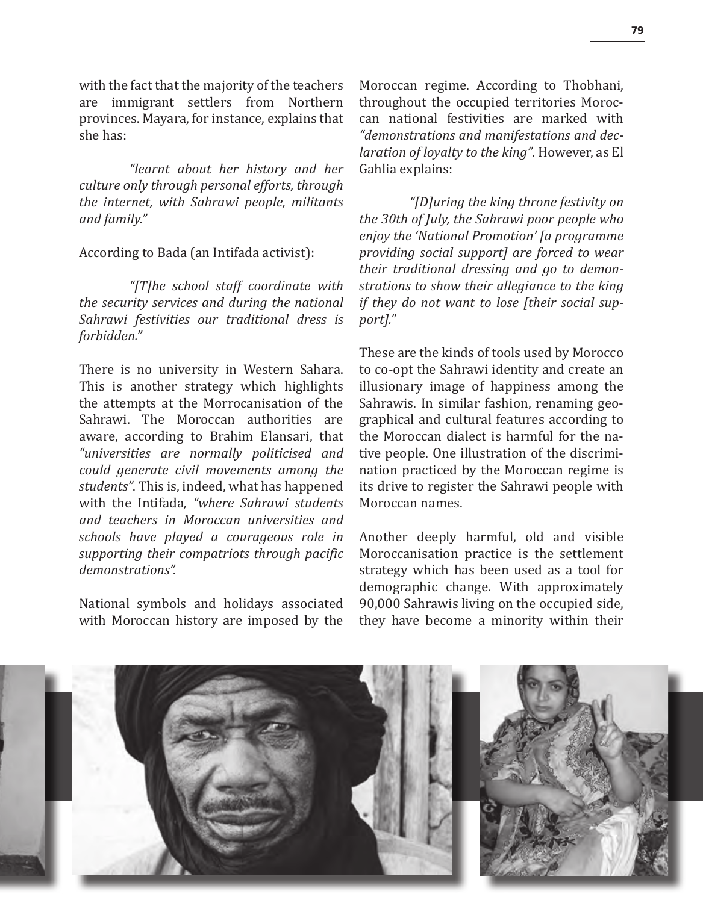with the fact that the majority of the teachers are immigrant settlers from Northern provinces. Mayara, for instance, explains that she has:

*"learnt about her history and her culture only through personal efforts, through the internet, with Sahrawi people, militants and family."*

According to Bada (an Intifada activist):

*"[T]he school staff coordinate with the security services and during the national Sahrawi festivities our traditional dress is forbidden."*

There is no university in Western Sahara. This is another strategy which highlights the attempts at the Morrocanisation of the Sahrawi. The Moroccan authorities are aware, according to Brahim Elansari, that *"universities are normally politicised and could generate civil movements among the students"*. This is, indeed, what has happened with the Intifada, *"where Sahrawi students and teachers in Moroccan universities and schools have played a courageous role in supporting their compatriots through pacific demonstrations".*

National symbols and holidays associated with Moroccan history are imposed by the Moroccan regime. According to Thobhani, throughout the occupied territories Moroccan national festivities are marked with *"demonstrations and manifestations and declaration of loyalty to the king"*. However, as El Gahlia explains:

*"[D]uring the king throne festivity on the 30th of July, the Sahrawi poor people who enjoy the 'National Promotion' [a programme providing social support] are forced to wear their traditional dressing and go to demonstrations to show their allegiance to the king if they do not want to lose [their social support]."*

These are the kinds of tools used by Morocco to co-opt the Sahrawi identity and create an illusionary image of happiness among the Sahrawis. In similar fashion, renaming geographical and cultural features according to the Moroccan dialect is harmful for the native people. One illustration of the discrimination practiced by the Moroccan regime is its drive to register the Sahrawi people with Moroccan names.

Another deeply harmful, old and visible Moroccanisation practice is the settlement strategy which has been used as a tool for demographic change. With approximately 90,000 Sahrawis living on the occupied side, they have become a minority within their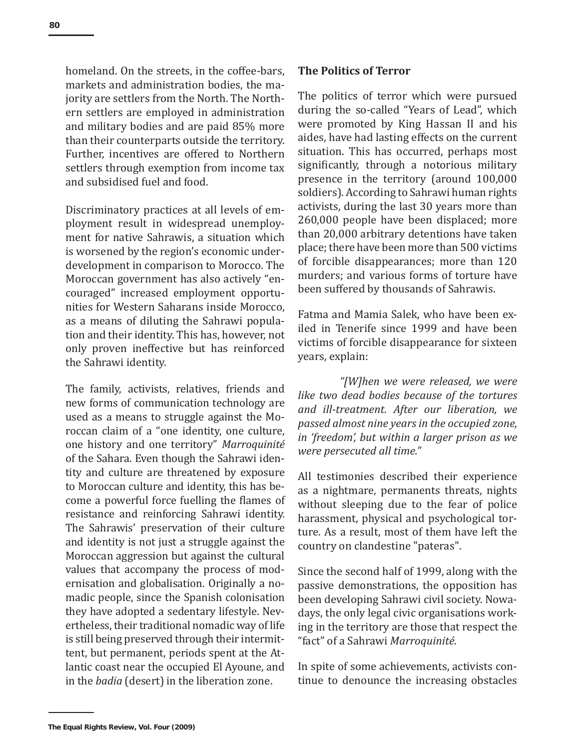homeland. On the streets, in the coffee-bars, markets and administration bodies, the majority are settlers from the North. The Northern settlers are employed in administration and military bodies and are paid 85% more than their counterparts outside the territory. Further, incentives are offered to Northern settlers through exemption from income tax and subsidised fuel and food.

Discriminatory practices at all levels of employment result in widespread unemployment for native Sahrawis, a situation which is worsened by the region's economic underdevelopment in comparison to Morocco. The Moroccan government has also actively "encouraged" increased employment opportunities for Western Saharans inside Morocco, as a means of diluting the Sahrawi population and their identity. This has, however, not only proven ineffective but has reinforced the Sahrawi identity.

The family, activists, relatives, friends and new forms of communication technology are used as a means to struggle against the Moroccan claim of a "one identity, one culture, one history and one territory" *Marroquinité* of the Sahara. Even though the Sahrawi identity and culture are threatened by exposure to Moroccan culture and identity, this has become a powerful force fuelling the flames of resistance and reinforcing Sahrawi identity. The Sahrawis' preservation of their culture and identity is not just a struggle against the Moroccan aggression but against the cultural values that accompany the process of modernisation and globalisation. Originally a nomadic people, since the Spanish colonisation they have adopted a sedentary lifestyle. Nevertheless, their traditional nomadic way of life is still being preserved through their intermittent, but permanent, periods spent at the Atlantic coast near the occupied El Ayoune, and in the *badia* (desert) in the liberation zone.

**The Politics of Terror**

The politics of terror which were pursued during the so-called "Years of Lead", which were promoted by King Hassan II and his aides, have had lasting effects on the current situation. This has occurred, perhaps most significantly, through a notorious military presence in the territory (around 100,000 soldiers). According to Sahrawi human rights activists, during the last 30 years more than 260,000 people have been displaced; more than 20,000 arbitrary detentions have taken place; there have been more than 500 victims of forcible disappearances; more than 120 murders; and various forms of torture have been suffered by thousands of Sahrawis.

Fatma and Mamia Salek, who have been exiled in Tenerife since 1999 and have been victims of forcible disappearance for sixteen years, explain:

> *"[W]hen we were released, we were like two dead bodies because of the tortures and ill-treatment. After our liberation, we passed almost nine years in the occupied zone, in 'freedom', but within a larger prison as we were persecuted all time."*

All testimonies described their experience as a nightmare, permanents threats, nights without sleeping due to the fear of police harassment, physical and psychological torture. As a result, most of them have left the country on clandestine "pateras".

Since the second half of 1999, along with the passive demonstrations, the opposition has been developing Sahrawi civil society. Nowadays, the only legal civic organisations working in the territory are those that respect the "fact" of a Sahrawi *Marroquinité*.

In spite of some achievements, activists continue to denounce the increasing obstacles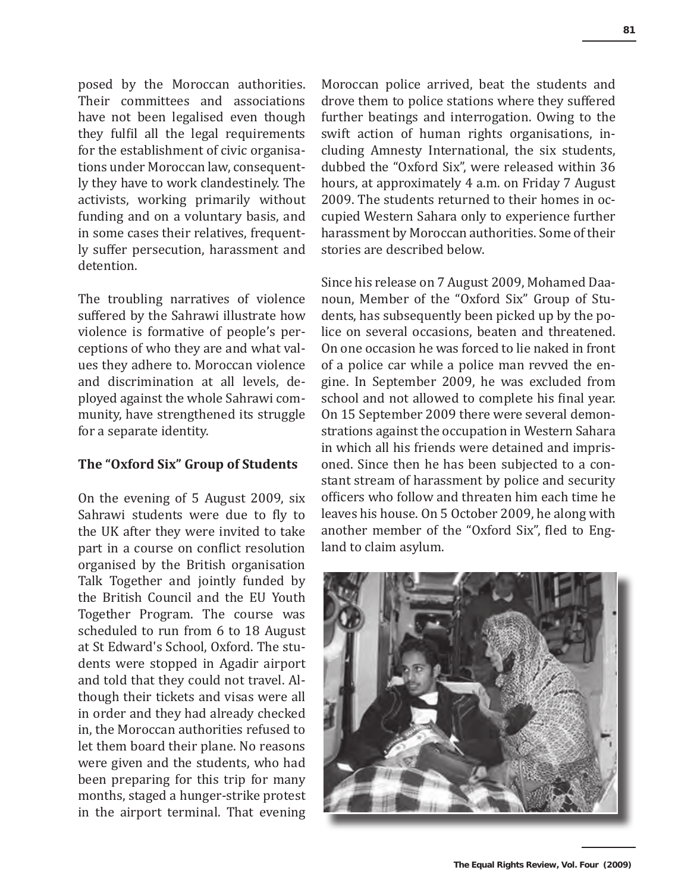posed by the Moroccan authorities. Their committees and associations have not been legalised even though they fulfil all the legal requirements for the establishment of civic organisations under Moroccan law, consequently they have to work clandestinely. The activists, working primarily without funding and on a voluntary basis, and in some cases their relatives, frequently suffer persecution, harassment and detention.

The troubling narratives of violence suffered by the Sahrawi illustrate how violence is formative of people's perceptions of who they are and what values they adhere to. Moroccan violence and discrimination at all levels, deployed against the whole Sahrawi community, have strengthened its struggle for a separate identity.

**The "Oxford Six" Group of Students**

On the evening of 5 August 2009, six Sahrawi students were due to fly to the UK after they were invited to take part in a course on conflict resolution organised by the British organisation Talk Together and jointly funded by the British Council and the EU Youth Together Program. The course was scheduled to run from 6 to 18 August at St Edward's School, Oxford. The students were stopped in Agadir airport and told that they could not travel. Although their tickets and visas were all in order and they had already checked in, the Moroccan authorities refused to let them board their plane. No reasons were given and the students, who had been preparing for this trip for many months, staged a hunger-strike protest in the airport terminal. That evening Moroccan police arrived, beat the students and drove them to police stations where they suffered further beatings and interrogation. Owing to the swift action of human rights organisations, including Amnesty International, the six students, dubbed the "Oxford Six", were released within 36 hours, at approximately 4 a.m. on Friday 7 August 2009. The students returned to their homes in occupied Western Sahara only to experience further harassment by Moroccan authorities. Some of their stories are described below.

Since his release on 7 August 2009, Mohamed Daanoun, Member of the "Oxford Six" Group of Students, has subsequently been picked up by the police on several occasions, beaten and threatened. On one occasion he was forced to lie naked in front of a police car while a police man revved the engine. In September 2009, he was excluded from school and not allowed to complete his final year. On 15 September 2009 there were several demonstrations against the occupation in Western Sahara in which all his friends were detained and imprisoned. Since then he has been subjected to a constant stream of harassment by police and security officers who follow and threaten him each time he leaves his house. On 5 October 2009, he along with another member of the "Oxford Six", fled to England to claim asylum.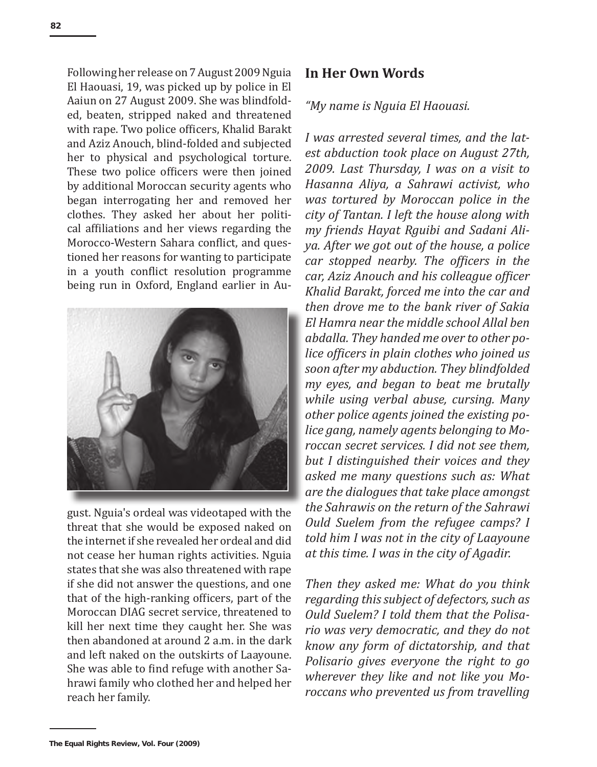Following her release on 7 August 2009 Nguia El Haouasi, 19, was picked up by police in El Aaiun on 27 August 2009. She was blindfolded, beaten, stripped naked and threatened with rape. Two police officers, Khalid Barakt and Aziz Anouch, blind-folded and subjected her to physical and psychological torture. These two police officers were then joined by additional Moroccan security agents who began interrogating her and removed her clothes. They asked her about her political affiliations and her views regarding the Morocco-Western Sahara conflict, and questioned her reasons for wanting to participate in a youth conflict resolution programme being run in Oxford, England earlier in August. Nguia's ordeal was videotaped with the threat that she would be exposed naked on the internet if she revealed her ordeal and did not cease her human rights activities. Nguia states that she was also threatened with rape if she did not answer the questions, and one that of the high-ranking officers, part of the Moroccan DIAG secret service, threatened to kill her next time they caught her. She was then abandoned at around 2 a.m. in the dark and left naked on the outskirts of Laayoune. She was able to find refuge with another Sahrawi family who clothed her and helped her reach her family.

## In Her Own Words

*"My name is Nguia El Haouasi.*

*I was arrested several times, and the latest abduction took place on August 27th, 2009. Last Thursday, I was on a visit to Hasanna Aliya, a Sahrawi activist, who was tortured by Moroccan police in the city of Tantan. I left the house along with my friends Hayat Rguibi and Sadani Aliya. After we got out of the house, a police car stopped nearby. The officers in the car, Aziz Anouch and his colleague officer Khalid Barakt, forced me into the car and then drove me to the bank river of Sakia El Hamra near the middle school Allal ben abdalla. They handed me over to other police officers in plain clothes who joined us soon after my abduction. They blindfolded my eyes, and began to beat me brutally while using verbal abuse, cursing. Many other police agents joined the existing police gang, namely agents belonging to Moroccan secret services. I did not see them, but I distinguished their voices and they asked me many questions such as: What are the dialogues that take place amongst the Sahrawis on the return of the Sahrawi Ould Suelem from the refugee camps? I told him I was not in the city of Laayoune at this time. I was in the city of Agadir.*

*Then they asked me: What do you think regarding this subject of defectors, such as Ould Suelem? I told them that the Polisario was very democratic, and they do not know any form of dictatorship, and that Polisario gives everyone the right to go wherever they like and not like you Moroccans who prevented us from travelling*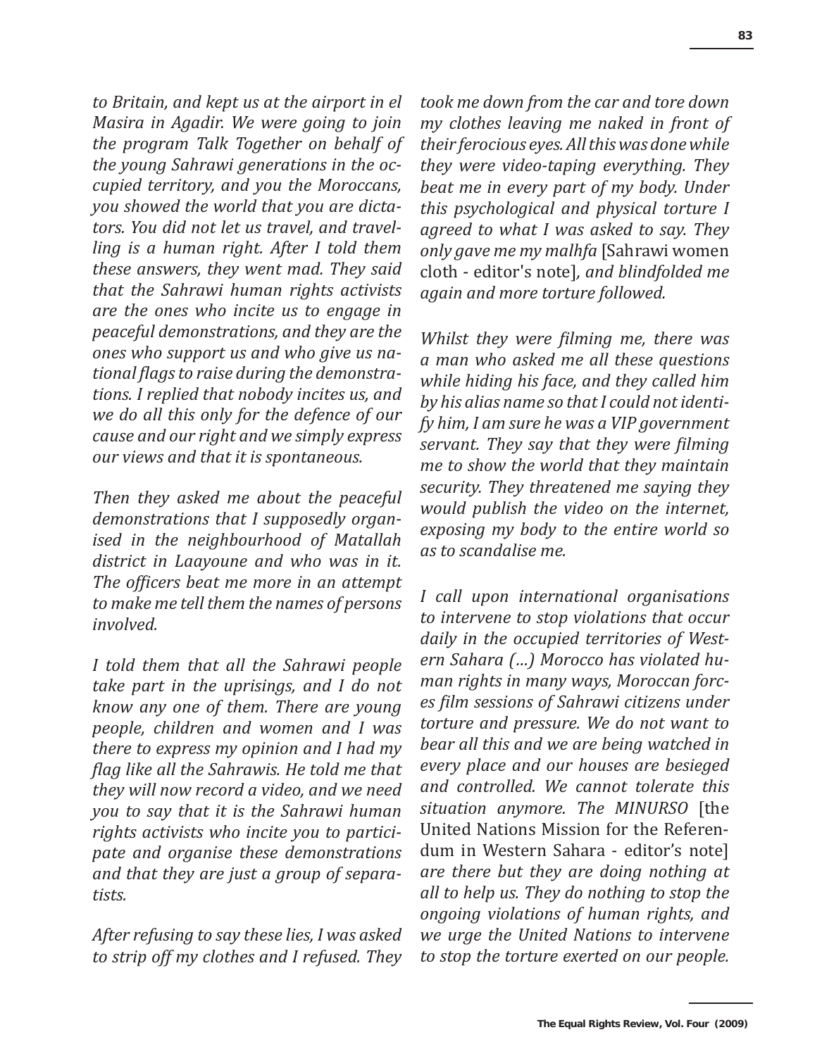*to Britain, and kept us at the airport in el Masira in Agadir. We were going to join the program Talk Together on behalf of the young Sahrawi generations in the occupied territory, and you the Moroccans, you showed the world that you are dictators. You did not let us travel, and travelling is a human right. After I told them these answers, they went mad. They said that the Sahrawi human rights activists are the ones who incite us to engage in peaceful demonstrations, and they are the ones who support us and who give us national flags to raise during the demonstrations. I replied that nobody incites us, and we do all this only for the defence of our cause and our right and we simply express our views and that it is spontaneous.*

*Then they asked me about the peaceful demonstrations that I supposedly organised in the neighbourhood of Matallah district in Laayoune and who was in it. The officers beat me more in an attempt to make me tell them the names of persons involved.*

*I told them that all the Sahrawi people take part in the uprisings, and I do not know any one of them. There are young people, children and women and I was there to express my opinion and I had my flag like all the Sahrawis. He told me that they will now record a video, and we need you to say that it is the Sahrawi human rights activists who incite you to participate and organise these demonstrations and that they are just a group of separatists.*

*After refusing to say these lies, I was asked to strip off my clothes and I refused. They took me down from the car and tore down my clothes leaving me naked in front of their ferocious eyes. All this was done while they were video-taping everything. They beat me in every part of my body. Under this psychological and physical torture I agreed to what I was asked to say. They only gave me my malhfa* [Sahrawi women cloth - editor's note]*, and blindfolded me again and more torture followed.*

*Whilst they were filming me, there was a man who asked me all these questions while hiding his face, and they called him by his alias name so that I could not identify him, I am sure he was a VIP government servant. They say that they were filming me to show the world that they maintain security. They threatened me saying they would publish the video on the internet, exposing my body to the entire world so as to scandalise me.*

*I call upon international organisations to intervene to stop violations that occur daily in the occupied territories of Western Sahara (...) Morocco has violated human rights in many ways, Moroccan forces film sessions of Sahrawi citizens under torture and pressure. We do not want to bear all this and we are being watched in every place and our houses are besieged and controlled. We cannot tolerate this situation anymore. The MINURSO* [the United Nations Mission for the Referendum in Western Sahara - editor's note] *are there but they are doing nothing at all to help us. They do nothing to stop the ongoing violations of human rights, and we urge the United Nations to intervene to stop the torture exerted on our people.*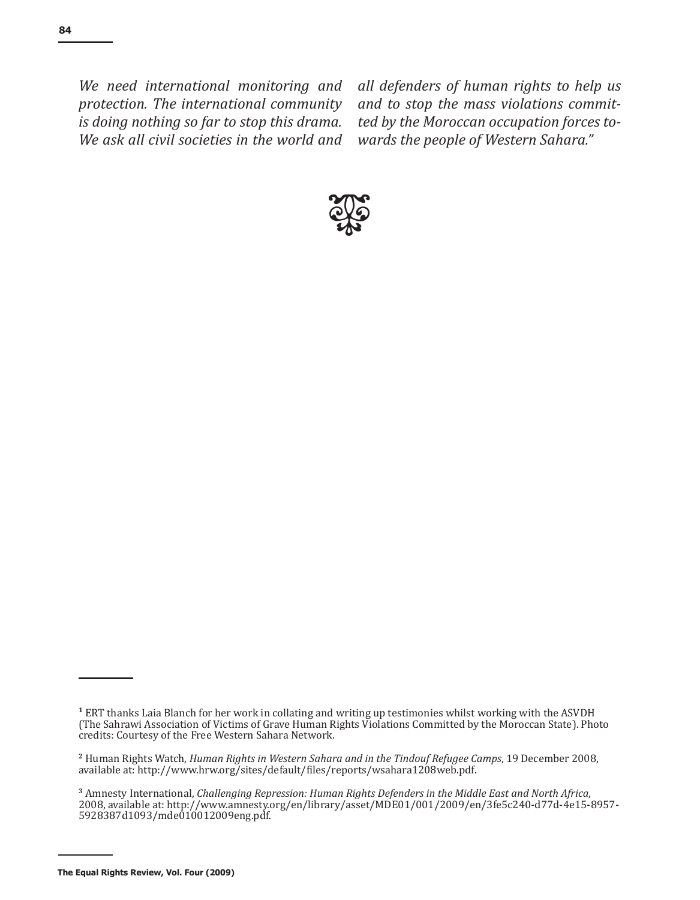*We need international monitoring and protection. The international community is doing nothing so far to stop this drama. We ask all civil societies in the world and all defenders of human rights to help us and to stop the mass violations committed by the Moroccan occupation forces towards the people of Western Sahara."*

---

[1] ERT thanks Laia Blanch for her work in collating and writing up testimonies whilst working with the ASVDH (The Sahrawi Association of Victims of Grave Human Rights Violations Committed by the Moroccan State). Photo credits: Courtesy of the Free Western Sahara Network.

[2] Human Rights Watch, *Human Rights in Western Sahara and in the Tindouf Refugee Camps*, 19 December 2008, available at: http://www.hrw.org/sites/default/files/reports/wsahara1208web.pdf.

[3] Amnesty International, *Challenging Repression: Human Rights Defenders in the Middle East and North Africa*, 2008, available at: http://www.amnesty.org/en/library/asset/MDE01/001/2009/en/3fe5c240-d77d-4e15-8957-5928387d1093/mde010012009eng.pdf.